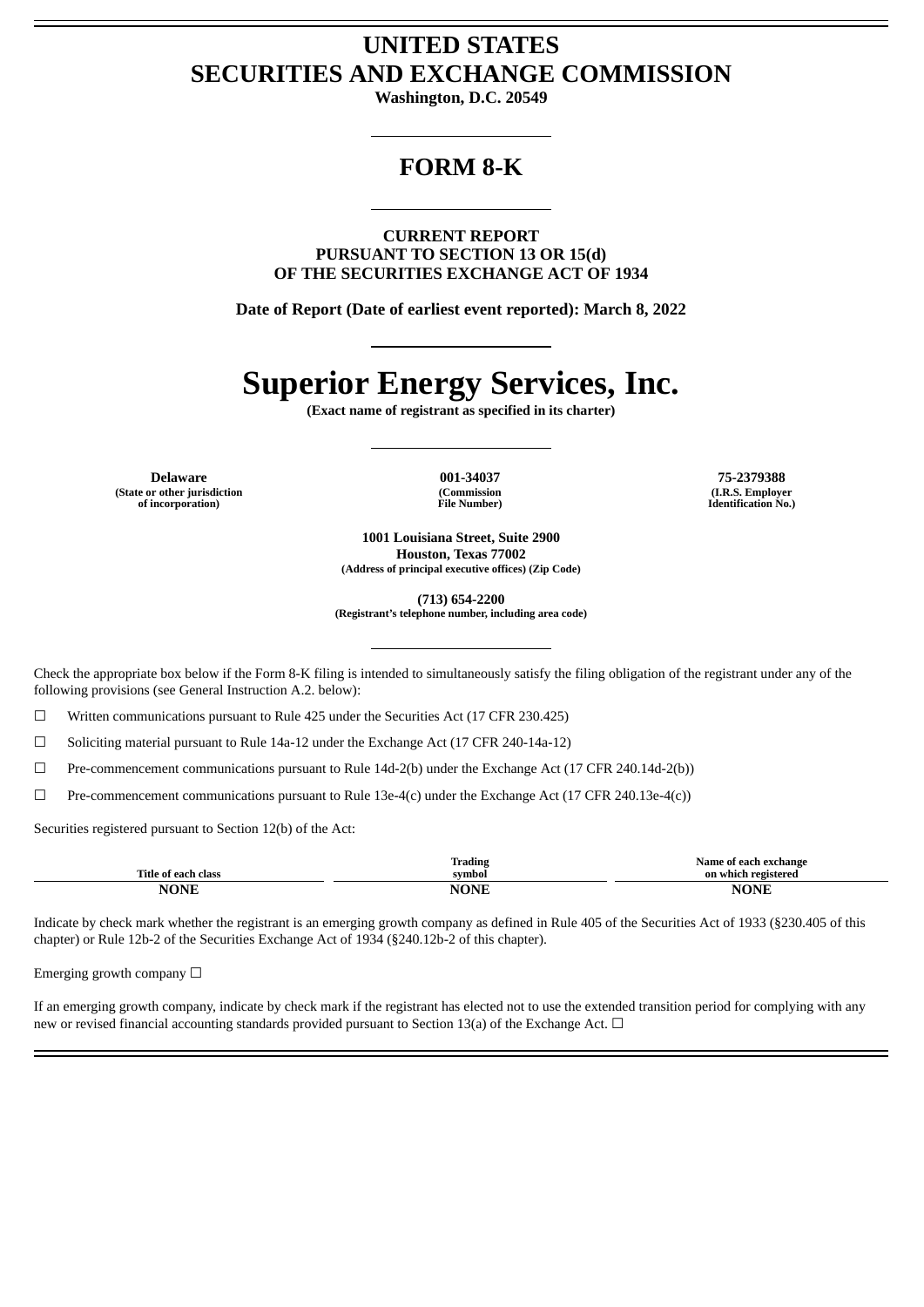# UNITED STATES
# SECURITIES AND EXCHANGE COMMISSION

**Washington, D.C. 20549**

## FORM 8-K

**CURRENT REPORT**
**PURSUANT TO SECTION 13 OR 15(d)**
**OF THE SECURITIES EXCHANGE ACT OF 1934**

**Date of Report (Date of earliest event reported): March 8, 2022**

# Superior Energy Services, Inc.

**(Exact name of registrant as specified in its charter)**

| Delaware | 001-34037 | 75-2379388 |
|---|---|---|
| (State or other jurisdiction of incorporation) | (Commission File Number) | (I.R.S. Employer Identification No.) |

**1001 Louisiana Street, Suite 2900**
**Houston, Texas 77002**
**(Address of principal executive offices) (Zip Code)**

**(713) 654-2200**
**(Registrant's telephone number, including area code)**

Check the appropriate box below if the Form 8-K filing is intended to simultaneously satisfy the filing obligation of the registrant under any of the following provisions (see General Instruction A.2. below):

☐ Written communications pursuant to Rule 425 under the Securities Act (17 CFR 230.425)

☐ Soliciting material pursuant to Rule 14a-12 under the Exchange Act (17 CFR 240-14a-12)

☐ Pre-commencement communications pursuant to Rule 14d-2(b) under the Exchange Act (17 CFR 240.14d-2(b))

☐ Pre-commencement communications pursuant to Rule 13e-4(c) under the Exchange Act (17 CFR 240.13e-4(c))

Securities registered pursuant to Section 12(b) of the Act:

| Title of each class | Trading symbol | Name of each exchange on which registered |
|---|---|---|
| NONE | NONE | NONE |

Indicate by check mark whether the registrant is an emerging growth company as defined in Rule 405 of the Securities Act of 1933 (§230.405 of this chapter) or Rule 12b-2 of the Securities Exchange Act of 1934 (§240.12b-2 of this chapter).

Emerging growth company ☐

If an emerging growth company, indicate by check mark if the registrant has elected not to use the extended transition period for complying with any new or revised financial accounting standards provided pursuant to Section 13(a) of the Exchange Act. ☐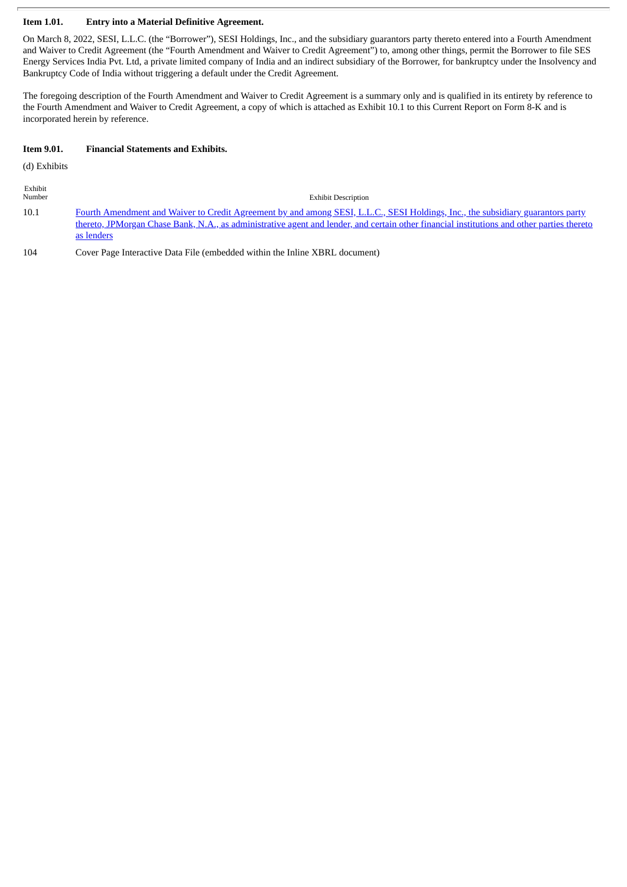**Item 1.01. Entry into a Material Definitive Agreement.**

On March 8, 2022, SESI, L.L.C. (the "Borrower"), SESI Holdings, Inc., and the subsidiary guarantors party thereto entered into a Fourth Amendment and Waiver to Credit Agreement (the "Fourth Amendment and Waiver to Credit Agreement") to, among other things, permit the Borrower to file SES Energy Services India Pvt. Ltd, a private limited company of India and an indirect subsidiary of the Borrower, for bankruptcy under the Insolvency and Bankruptcy Code of India without triggering a default under the Credit Agreement.

The foregoing description of the Fourth Amendment and Waiver to Credit Agreement is a summary only and is qualified in its entirety by reference to the Fourth Amendment and Waiver to Credit Agreement, a copy of which is attached as Exhibit 10.1 to this Current Report on Form 8-K and is incorporated herein by reference.

**Item 9.01. Financial Statements and Exhibits.**

(d) Exhibits

| Exhibit Number | Exhibit Description |
|---|---|
| 10.1 | Fourth Amendment and Waiver to Credit Agreement by and among SESI, L.L.C., SESI Holdings, Inc., the subsidiary guarantors party thereto, JPMorgan Chase Bank, N.A., as administrative agent and lender, and certain other financial institutions and other parties thereto as lenders |
| 104 | Cover Page Interactive Data File (embedded within the Inline XBRL document) |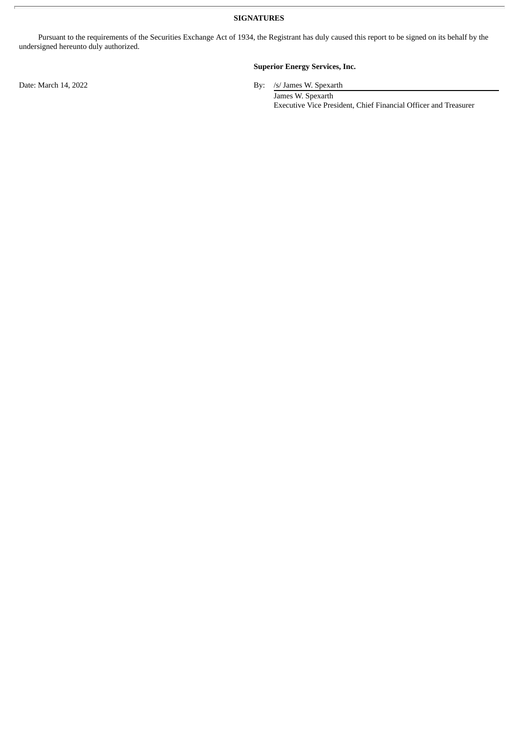**SIGNATURES**

Pursuant to the requirements of the Securities Exchange Act of 1934, the Registrant has duly caused this report to be signed on its behalf by the undersigned hereunto duly authorized.

**Superior Energy Services, Inc.**

Date: March 14, 2022

By: /s/ James W. Spexarth
James W. Spexarth
Executive Vice President, Chief Financial Officer and Treasurer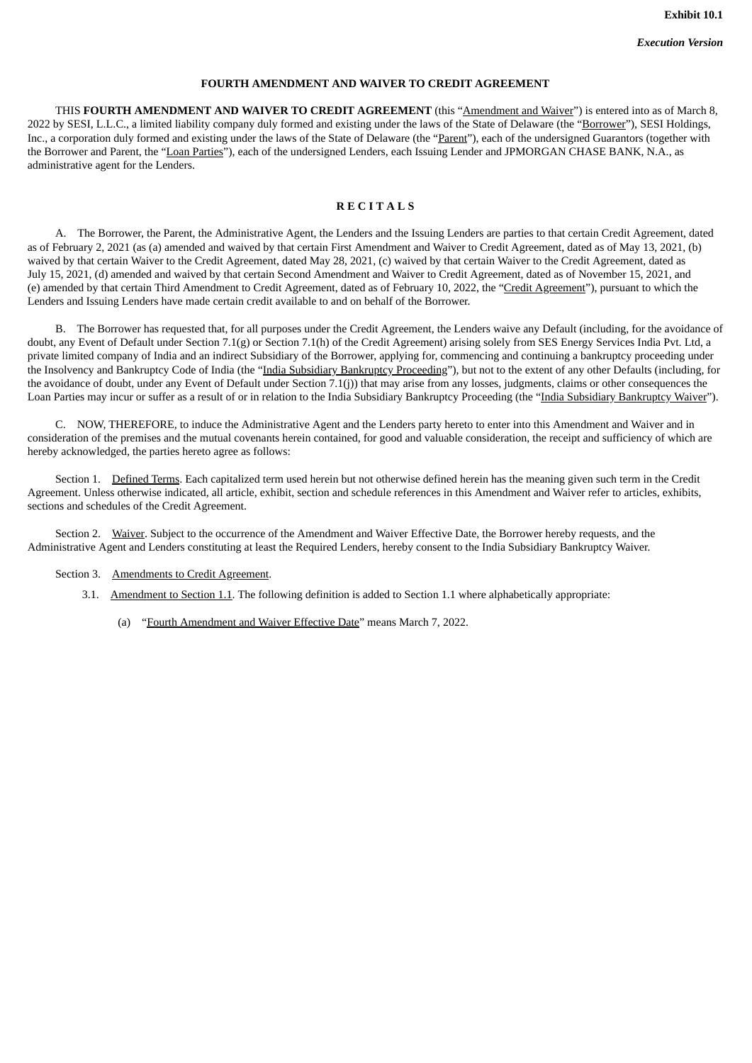**Exhibit 10.1**

***Execution Version***

**FOURTH AMENDMENT AND WAIVER TO CREDIT AGREEMENT**

THIS **FOURTH AMENDMENT AND WAIVER TO CREDIT AGREEMENT** (this "Amendment and Waiver") is entered into as of March 8, 2022 by SESI, L.L.C., a limited liability company duly formed and existing under the laws of the State of Delaware (the "Borrower"), SESI Holdings, Inc., a corporation duly formed and existing under the laws of the State of Delaware (the "Parent"), each of the undersigned Guarantors (together with the Borrower and Parent, the "Loan Parties"), each of the undersigned Lenders, each Issuing Lender and JPMORGAN CHASE BANK, N.A., as administrative agent for the Lenders.

**R E C I T A L S**

A. The Borrower, the Parent, the Administrative Agent, the Lenders and the Issuing Lenders are parties to that certain Credit Agreement, dated as of February 2, 2021 (as (a) amended and waived by that certain First Amendment and Waiver to Credit Agreement, dated as of May 13, 2021, (b) waived by that certain Waiver to the Credit Agreement, dated May 28, 2021, (c) waived by that certain Waiver to the Credit Agreement, dated as July 15, 2021, (d) amended and waived by that certain Second Amendment and Waiver to Credit Agreement, dated as of November 15, 2021, and (e) amended by that certain Third Amendment to Credit Agreement, dated as of February 10, 2022, the "Credit Agreement"), pursuant to which the Lenders and Issuing Lenders have made certain credit available to and on behalf of the Borrower.

B. The Borrower has requested that, for all purposes under the Credit Agreement, the Lenders waive any Default (including, for the avoidance of doubt, any Event of Default under Section 7.1(g) or Section 7.1(h) of the Credit Agreement) arising solely from SES Energy Services India Pvt. Ltd, a private limited company of India and an indirect Subsidiary of the Borrower, applying for, commencing and continuing a bankruptcy proceeding under the Insolvency and Bankruptcy Code of India (the "India Subsidiary Bankruptcy Proceeding"), but not to the extent of any other Defaults (including, for the avoidance of doubt, under any Event of Default under Section 7.1(j)) that may arise from any losses, judgments, claims or other consequences the Loan Parties may incur or suffer as a result of or in relation to the India Subsidiary Bankruptcy Proceeding (the "India Subsidiary Bankruptcy Waiver").

C. NOW, THEREFORE, to induce the Administrative Agent and the Lenders party hereto to enter into this Amendment and Waiver and in consideration of the premises and the mutual covenants herein contained, for good and valuable consideration, the receipt and sufficiency of which are hereby acknowledged, the parties hereto agree as follows:

Section 1. Defined Terms. Each capitalized term used herein but not otherwise defined herein has the meaning given such term in the Credit Agreement. Unless otherwise indicated, all article, exhibit, section and schedule references in this Amendment and Waiver refer to articles, exhibits, sections and schedules of the Credit Agreement.

Section 2. Waiver. Subject to the occurrence of the Amendment and Waiver Effective Date, the Borrower hereby requests, and the Administrative Agent and Lenders constituting at least the Required Lenders, hereby consent to the India Subsidiary Bankruptcy Waiver.

Section 3. Amendments to Credit Agreement.

3.1. Amendment to Section 1.1. The following definition is added to Section 1.1 where alphabetically appropriate:

(a) "Fourth Amendment and Waiver Effective Date" means March 7, 2022.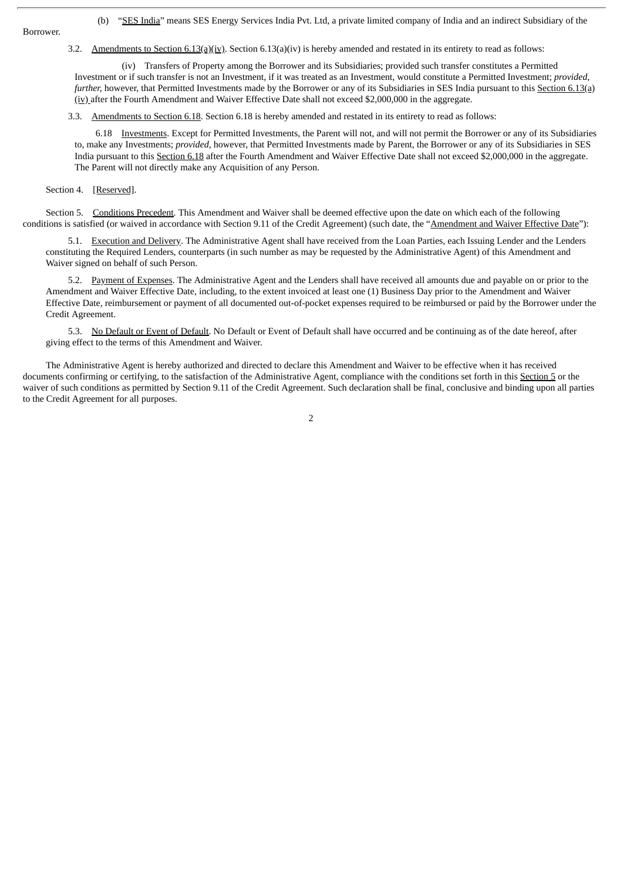(b) "SES India" means SES Energy Services India Pvt. Ltd, a private limited company of India and an indirect Subsidiary of the Borrower.

3.2. Amendments to Section 6.13(a)(iv). Section 6.13(a)(iv) is hereby amended and restated in its entirety to read as follows:

(iv) Transfers of Property among the Borrower and its Subsidiaries; provided such transfer constitutes a Permitted Investment or if such transfer is not an Investment, if it was treated as an Investment, would constitute a Permitted Investment; *provided, further,* however, that Permitted Investments made by the Borrower or any of its Subsidiaries in SES India pursuant to this Section 6.13(a)(iv) after the Fourth Amendment and Waiver Effective Date shall not exceed $2,000,000 in the aggregate.

3.3. Amendments to Section 6.18. Section 6.18 is hereby amended and restated in its entirety to read as follows:

6.18 Investments. Except for Permitted Investments, the Parent will not, and will not permit the Borrower or any of its Subsidiaries to, make any Investments; *provided*, however, that Permitted Investments made by Parent, the Borrower or any of its Subsidiaries in SES India pursuant to this Section 6.18 after the Fourth Amendment and Waiver Effective Date shall not exceed $2,000,000 in the aggregate. The Parent will not directly make any Acquisition of any Person.

Section 4. [Reserved].

Section 5. Conditions Precedent. This Amendment and Waiver shall be deemed effective upon the date on which each of the following conditions is satisfied (or waived in accordance with Section 9.11 of the Credit Agreement) (such date, the "Amendment and Waiver Effective Date"):

5.1. Execution and Delivery. The Administrative Agent shall have received from the Loan Parties, each Issuing Lender and the Lenders constituting the Required Lenders, counterparts (in such number as may be requested by the Administrative Agent) of this Amendment and Waiver signed on behalf of such Person.

5.2. Payment of Expenses. The Administrative Agent and the Lenders shall have received all amounts due and payable on or prior to the Amendment and Waiver Effective Date, including, to the extent invoiced at least one (1) Business Day prior to the Amendment and Waiver Effective Date, reimbursement or payment of all documented out-of-pocket expenses required to be reimbursed or paid by the Borrower under the Credit Agreement.

5.3. No Default or Event of Default. No Default or Event of Default shall have occurred and be continuing as of the date hereof, after giving effect to the terms of this Amendment and Waiver.

The Administrative Agent is hereby authorized and directed to declare this Amendment and Waiver to be effective when it has received documents confirming or certifying, to the satisfaction of the Administrative Agent, compliance with the conditions set forth in this Section 5 or the waiver of such conditions as permitted by Section 9.11 of the Credit Agreement. Such declaration shall be final, conclusive and binding upon all parties to the Credit Agreement for all purposes.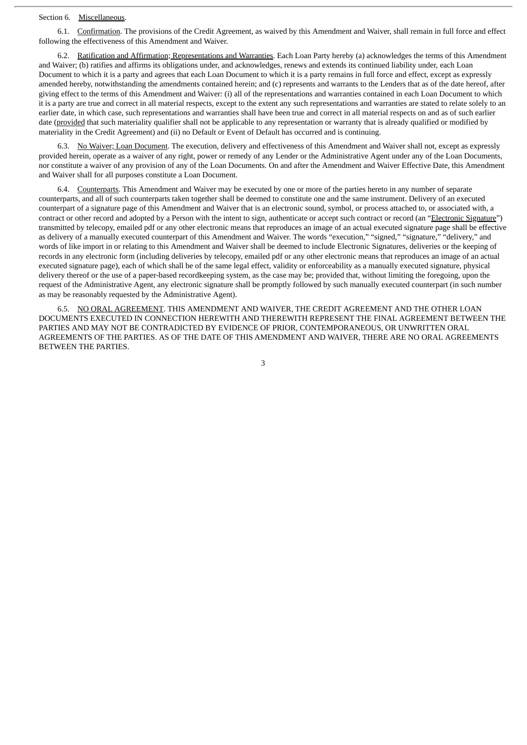Section 6. Miscellaneous.

6.1. Confirmation. The provisions of the Credit Agreement, as waived by this Amendment and Waiver, shall remain in full force and effect following the effectiveness of this Amendment and Waiver.

6.2. Ratification and Affirmation; Representations and Warranties. Each Loan Party hereby (a) acknowledges the terms of this Amendment and Waiver; (b) ratifies and affirms its obligations under, and acknowledges, renews and extends its continued liability under, each Loan Document to which it is a party and agrees that each Loan Document to which it is a party remains in full force and effect, except as expressly amended hereby, notwithstanding the amendments contained herein; and (c) represents and warrants to the Lenders that as of the date hereof, after giving effect to the terms of this Amendment and Waiver: (i) all of the representations and warranties contained in each Loan Document to which it is a party are true and correct in all material respects, except to the extent any such representations and warranties are stated to relate solely to an earlier date, in which case, such representations and warranties shall have been true and correct in all material respects on and as of such earlier date (provided that such materiality qualifier shall not be applicable to any representation or warranty that is already qualified or modified by materiality in the Credit Agreement) and (ii) no Default or Event of Default has occurred and is continuing.

6.3. No Waiver; Loan Document. The execution, delivery and effectiveness of this Amendment and Waiver shall not, except as expressly provided herein, operate as a waiver of any right, power or remedy of any Lender or the Administrative Agent under any of the Loan Documents, nor constitute a waiver of any provision of any of the Loan Documents. On and after the Amendment and Waiver Effective Date, this Amendment and Waiver shall for all purposes constitute a Loan Document.

6.4. Counterparts. This Amendment and Waiver may be executed by one or more of the parties hereto in any number of separate counterparts, and all of such counterparts taken together shall be deemed to constitute one and the same instrument. Delivery of an executed counterpart of a signature page of this Amendment and Waiver that is an electronic sound, symbol, or process attached to, or associated with, a contract or other record and adopted by a Person with the intent to sign, authenticate or accept such contract or record (an "Electronic Signature") transmitted by telecopy, emailed pdf or any other electronic means that reproduces an image of an actual executed signature page shall be effective as delivery of a manually executed counterpart of this Amendment and Waiver. The words "execution," "signed," "signature," "delivery," and words of like import in or relating to this Amendment and Waiver shall be deemed to include Electronic Signatures, deliveries or the keeping of records in any electronic form (including deliveries by telecopy, emailed pdf or any other electronic means that reproduces an image of an actual executed signature page), each of which shall be of the same legal effect, validity or enforceability as a manually executed signature, physical delivery thereof or the use of a paper-based recordkeeping system, as the case may be; provided that, without limiting the foregoing, upon the request of the Administrative Agent, any electronic signature shall be promptly followed by such manually executed counterpart (in such number as may be reasonably requested by the Administrative Agent).

6.5. NO ORAL AGREEMENT. THIS AMENDMENT AND WAIVER, THE CREDIT AGREEMENT AND THE OTHER LOAN DOCUMENTS EXECUTED IN CONNECTION HEREWITH AND THEREWITH REPRESENT THE FINAL AGREEMENT BETWEEN THE PARTIES AND MAY NOT BE CONTRADICTED BY EVIDENCE OF PRIOR, CONTEMPORANEOUS, OR UNWRITTEN ORAL AGREEMENTS OF THE PARTIES. AS OF THE DATE OF THIS AMENDMENT AND WAIVER, THERE ARE NO ORAL AGREEMENTS BETWEEN THE PARTIES.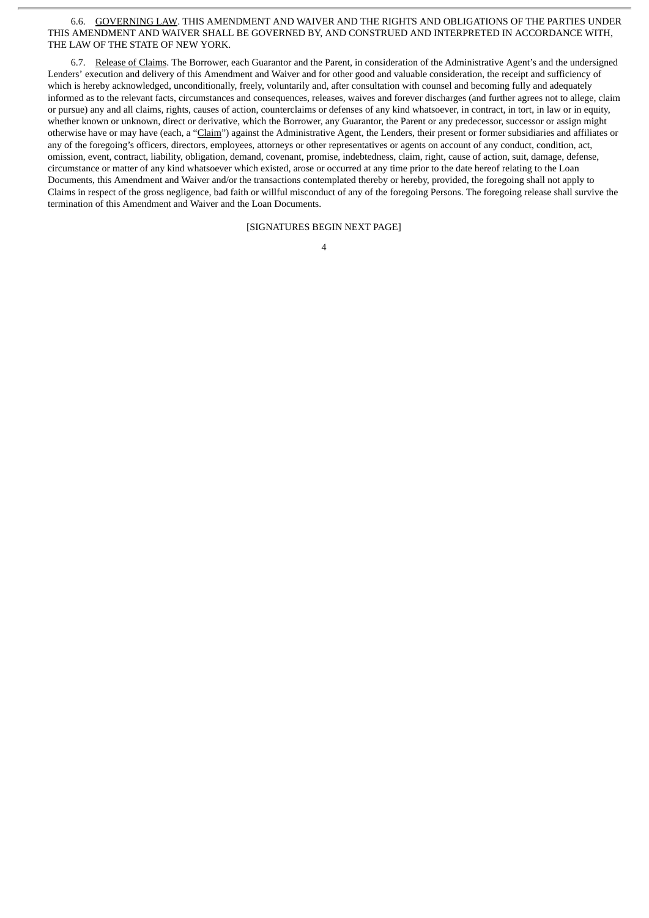6.6. GOVERNING LAW. THIS AMENDMENT AND WAIVER AND THE RIGHTS AND OBLIGATIONS OF THE PARTIES UNDER THIS AMENDMENT AND WAIVER SHALL BE GOVERNED BY, AND CONSTRUED AND INTERPRETED IN ACCORDANCE WITH, THE LAW OF THE STATE OF NEW YORK.

6.7. Release of Claims. The Borrower, each Guarantor and the Parent, in consideration of the Administrative Agent's and the undersigned Lenders' execution and delivery of this Amendment and Waiver and for other good and valuable consideration, the receipt and sufficiency of which is hereby acknowledged, unconditionally, freely, voluntarily and, after consultation with counsel and becoming fully and adequately informed as to the relevant facts, circumstances and consequences, releases, waives and forever discharges (and further agrees not to allege, claim or pursue) any and all claims, rights, causes of action, counterclaims or defenses of any kind whatsoever, in contract, in tort, in law or in equity, whether known or unknown, direct or derivative, which the Borrower, any Guarantor, the Parent or any predecessor, successor or assign might otherwise have or may have (each, a "Claim") against the Administrative Agent, the Lenders, their present or former subsidiaries and affiliates or any of the foregoing's officers, directors, employees, attorneys or other representatives or agents on account of any conduct, condition, act, omission, event, contract, liability, obligation, demand, covenant, promise, indebtedness, claim, right, cause of action, suit, damage, defense, circumstance or matter of any kind whatsoever which existed, arose or occurred at any time prior to the date hereof relating to the Loan Documents, this Amendment and Waiver and/or the transactions contemplated thereby or hereby, provided, the foregoing shall not apply to Claims in respect of the gross negligence, bad faith or willful misconduct of any of the foregoing Persons. The foregoing release shall survive the termination of this Amendment and Waiver and the Loan Documents.

[SIGNATURES BEGIN NEXT PAGE]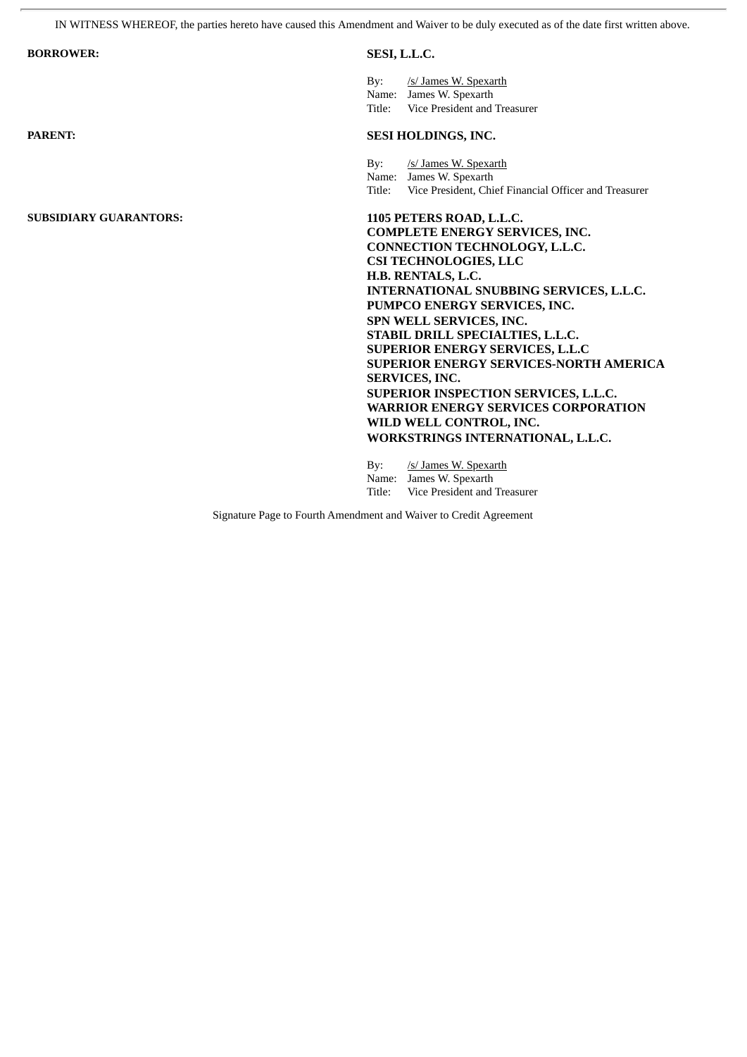IN WITNESS WHEREOF, the parties hereto have caused this Amendment and Waiver to be duly executed as of the date first written above.

**BORROWER:**

**SESI, L.L.C.**

By: /s/ James W. Spexarth
Name: James W. Spexarth
Title: Vice President and Treasurer

**PARENT:**

**SESI HOLDINGS, INC.**

By: /s/ James W. Spexarth
Name: James W. Spexarth
Title: Vice President, Chief Financial Officer and Treasurer

**SUBSIDIARY GUARANTORS:**

**1105 PETERS ROAD, L.L.C.**
**COMPLETE ENERGY SERVICES, INC.**
**CONNECTION TECHNOLOGY, L.L.C.**
**CSI TECHNOLOGIES, LLC**
**H.B. RENTALS, L.C.**
**INTERNATIONAL SNUBBING SERVICES, L.L.C.**
**PUMPCO ENERGY SERVICES, INC.**
**SPN WELL SERVICES, INC.**
**STABIL DRILL SPECIALTIES, L.L.C.**
**SUPERIOR ENERGY SERVICES, L.L.C**
**SUPERIOR ENERGY SERVICES-NORTH AMERICA SERVICES, INC.**
**SUPERIOR INSPECTION SERVICES, L.L.C.**
**WARRIOR ENERGY SERVICES CORPORATION**
**WILD WELL CONTROL, INC.**
**WORKSTRINGS INTERNATIONAL, L.L.C.**

By: /s/ James W. Spexarth
Name: James W. Spexarth
Title: Vice President and Treasurer

Signature Page to Fourth Amendment and Waiver to Credit Agreement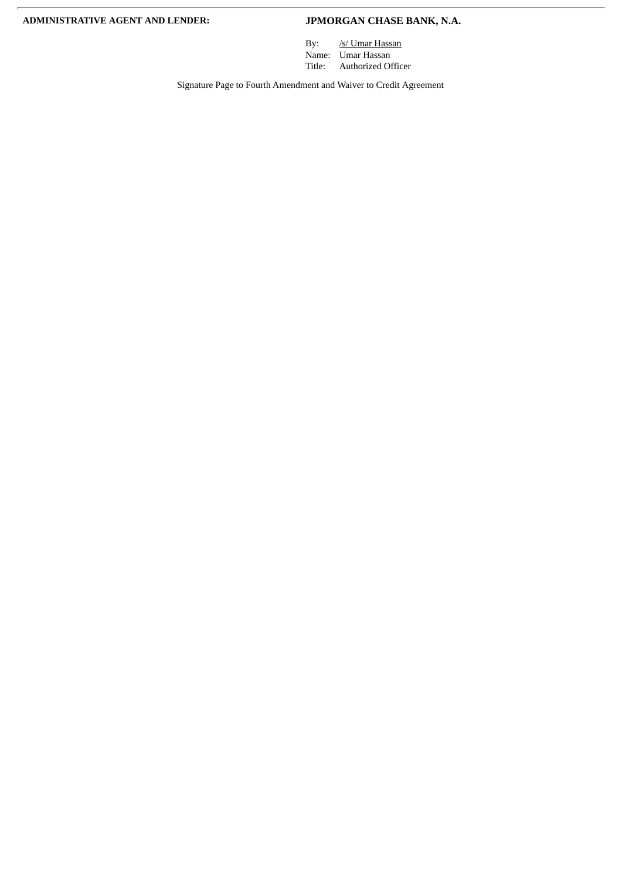**ADMINISTRATIVE AGENT AND LENDER:** **JPMORGAN CHASE BANK, N.A.**

By: /s/ Umar Hassan
Name: Umar Hassan
Title: Authorized Officer

Signature Page to Fourth Amendment and Waiver to Credit Agreement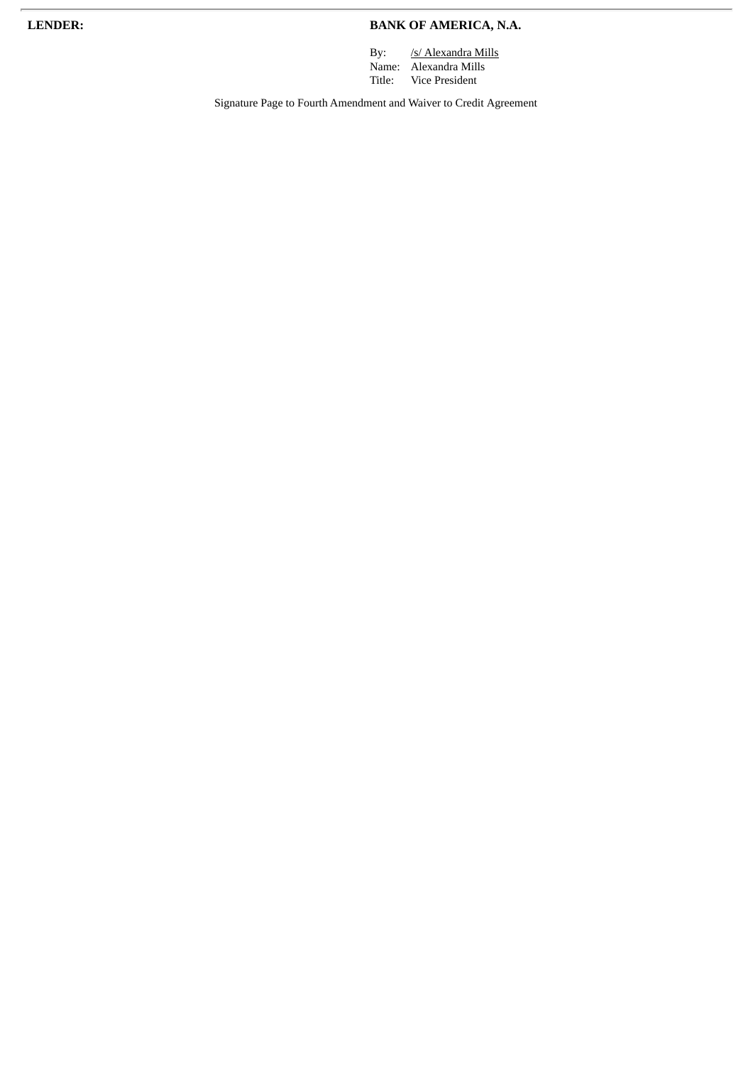**LENDER:** **BANK OF AMERICA, N.A.**

By: /s/ Alexandra Mills
Name: Alexandra Mills
Title: Vice President

Signature Page to Fourth Amendment and Waiver to Credit Agreement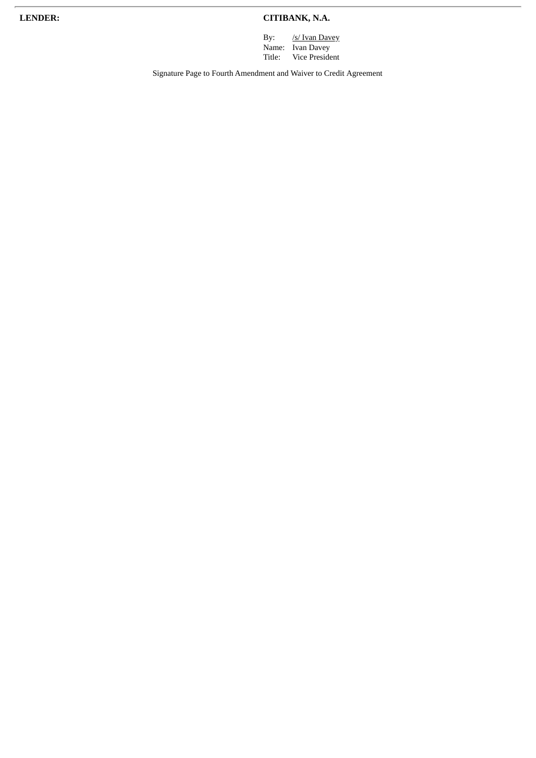**LENDER:** **CITIBANK, N.A.**

By: /s/ Ivan Davey
Name: Ivan Davey
Title: Vice President

Signature Page to Fourth Amendment and Waiver to Credit Agreement